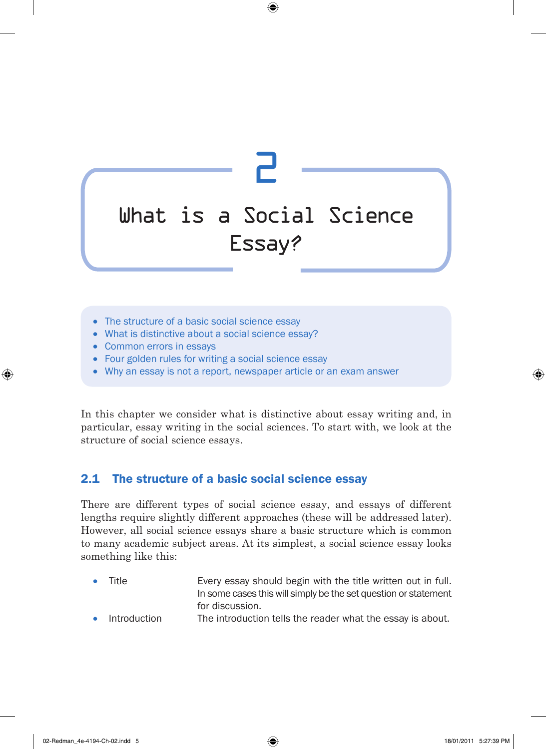# 2 What is a Social Science Essay?

- The structure of a basic social science essay
- What is distinctive about a social science essay?
- Common errors in essays
- Four golden rules for writing a social science essay
- Why an essay is not a report, newspaper article or an exam answer

In this chapter we consider what is distinctive about essay writing and, in particular, essay writing in the social sciences. To start with, we look at the structure of social science essays.

## 2.1 The structure of a basic social science essay

There are different types of social science essay, and essays of different lengths require slightly different approaches (these will be addressed later). However, all social science essays share a basic structure which is common to many academic subject areas. At its simplest, a social science essay looks something like this:

- Title — Every essay should begin with the title written out in full. In some cases this will simply be the set question or statement for discussion.
- Introduction — The introduction tells the reader what the essay is about.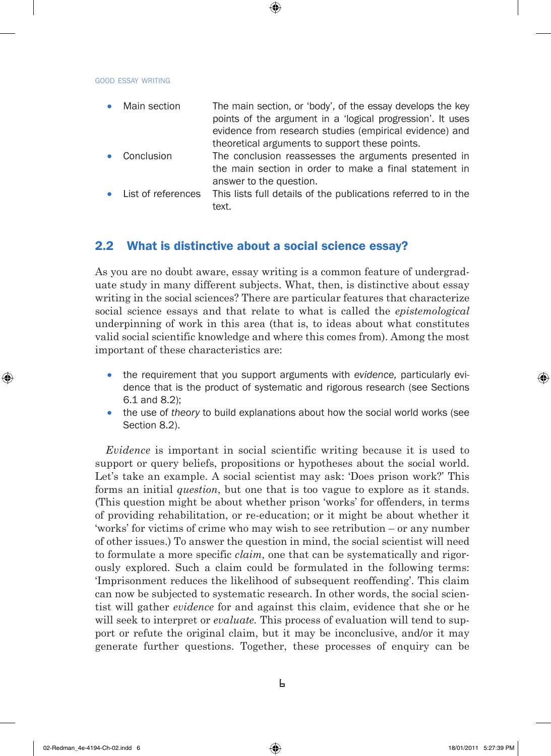- Main section — The main section, or 'body', of the essay develops the key points of the argument in a 'logical progression'. It uses evidence from research studies (empirical evidence) and theoretical arguments to support these points.
- Conclusion — The conclusion reassesses the arguments presented in the main section in order to make a final statement in answer to the question.
- List of references — This lists full details of the publications referred to in the text.

## 2.2 What is distinctive about a social science essay?

As you are no doubt aware, essay writing is a common feature of undergraduate study in many different subjects. What, then, is distinctive about essay writing in the social sciences? There are particular features that characterize social science essays and that relate to what is called the *epistemological* underpinning of work in this area (that is, to ideas about what constitutes valid social scientific knowledge and where this comes from). Among the most important of these characteristics are:

- the requirement that you support arguments with *evidence,* particularly evidence that is the product of systematic and rigorous research (see Sections 6.1 and 8.2);
- the use of *theory* to build explanations about how the social world works (see Section 8.2).

*Evidence* is important in social scientific writing because it is used to support or query beliefs, propositions or hypotheses about the social world. Let's take an example. A social scientist may ask: 'Does prison work?' This forms an initial *question*, but one that is too vague to explore as it stands. (This question might be about whether prison 'works' for offenders, in terms of providing rehabilitation, or re-education; or it might be about whether it 'works' for victims of crime who may wish to see retribution – or any number of other issues.) To answer the question in mind, the social scientist will need to formulate a more specific *claim,* one that can be systematically and rigorously explored. Such a claim could be formulated in the following terms: 'Imprisonment reduces the likelihood of subsequent reoffending'. This claim can now be subjected to systematic research. In other words, the social scientist will gather *evidence* for and against this claim, evidence that she or he will seek to interpret or *evaluate.* This process of evaluation will tend to support or refute the original claim, but it may be inconclusive, and/or it may generate further questions. Together, these processes of enquiry can be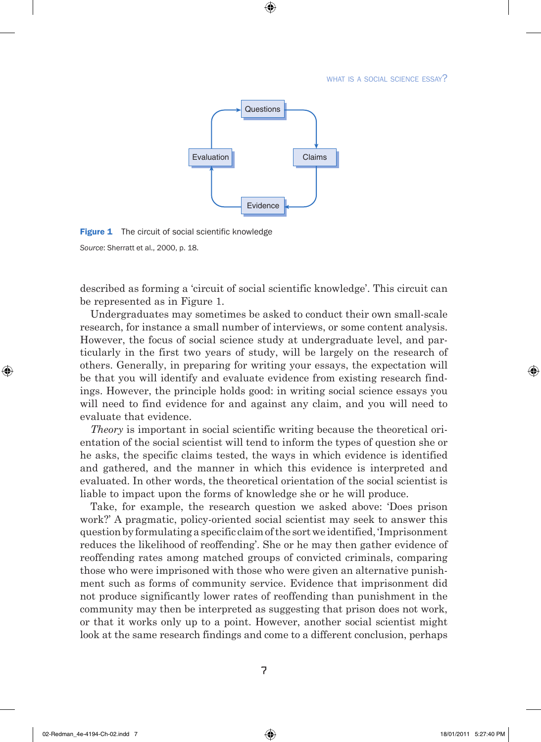Questions → Claims → Evidence → Evaluation → Questions

**Figure 1** The circuit of social scientific knowledge

*Source*: Sherratt et al., 2000, p. 18.

described as forming a 'circuit of social scientific knowledge'. This circuit can be represented as in Figure 1.

Undergraduates may sometimes be asked to conduct their own small-scale research, for instance a small number of interviews, or some content analysis. However, the focus of social science study at undergraduate level, and particularly in the first two years of study, will be largely on the research of others. Generally, in preparing for writing your essays, the expectation will be that you will identify and evaluate evidence from existing research findings. However, the principle holds good: in writing social science essays you will need to find evidence for and against any claim, and you will need to evaluate that evidence.

*Theory* is important in social scientific writing because the theoretical orientation of the social scientist will tend to inform the types of question she or he asks, the specific claims tested, the ways in which evidence is identified and gathered, and the manner in which this evidence is interpreted and evaluated. In other words, the theoretical orientation of the social scientist is liable to impact upon the forms of knowledge she or he will produce.

Take, for example, the research question we asked above: 'Does prison work?' A pragmatic, policy-oriented social scientist may seek to answer this question by formulating a specific claim of the sort we identified, 'Imprisonment reduces the likelihood of reoffending'. She or he may then gather evidence of reoffending rates among matched groups of convicted criminals, comparing those who were imprisoned with those who were given an alternative punishment such as forms of community service. Evidence that imprisonment did not produce significantly lower rates of reoffending than punishment in the community may then be interpreted as suggesting that prison does not work, or that it works only up to a point. However, another social scientist might look at the same research findings and come to a different conclusion, perhaps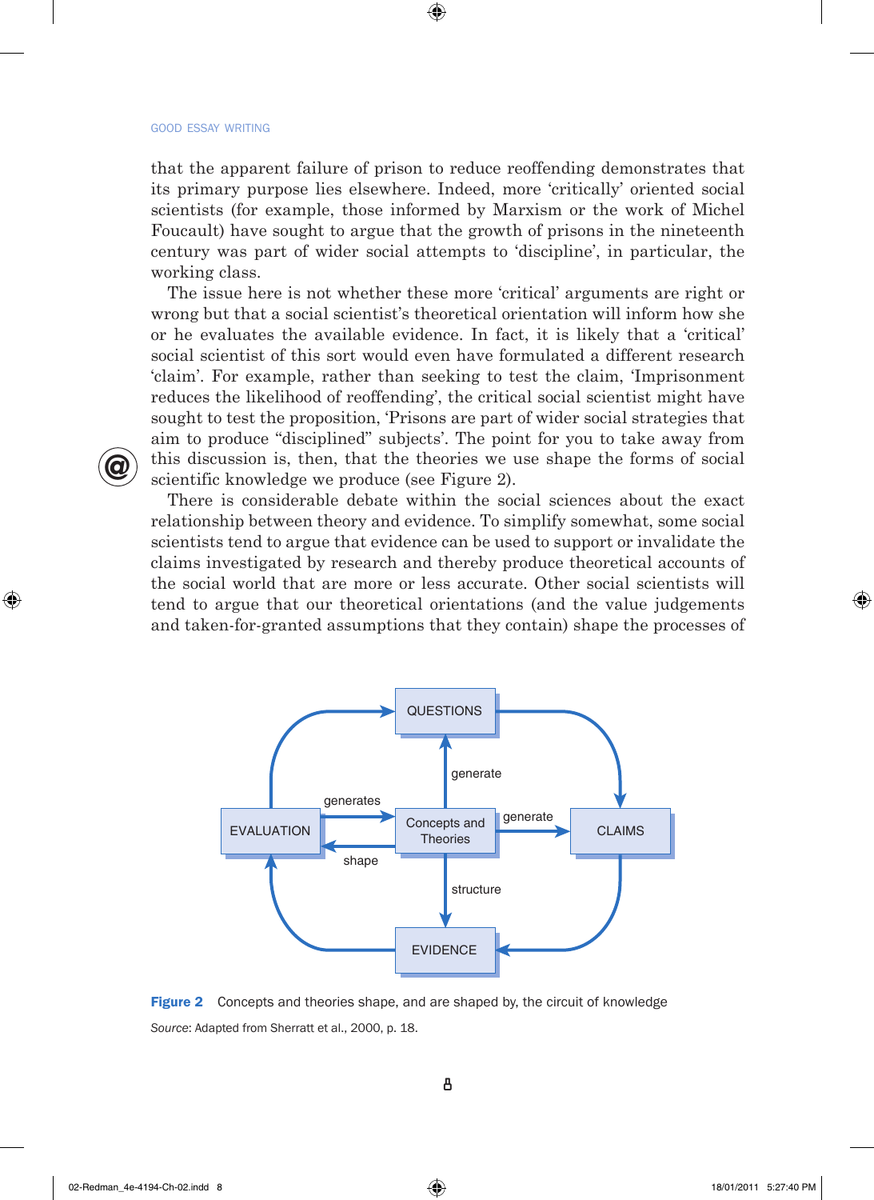that the apparent failure of prison to reduce reoffending demonstrates that its primary purpose lies elsewhere. Indeed, more 'critically' oriented social scientists (for example, those informed by Marxism or the work of Michel Foucault) have sought to argue that the growth of prisons in the nineteenth century was part of wider social attempts to 'discipline', in particular, the working class.

The issue here is not whether these more 'critical' arguments are right or wrong but that a social scientist's theoretical orientation will inform how she or he evaluates the available evidence. In fact, it is likely that a 'critical' social scientist of this sort would even have formulated a different research 'claim'. For example, rather than seeking to test the claim, 'Imprisonment reduces the likelihood of reoffending', the critical social scientist might have sought to test the proposition, 'Prisons are part of wider social strategies that aim to produce "disciplined" subjects'. The point for you to take away from this discussion is, then, that the theories we use shape the forms of social scientific knowledge we produce (see Figure 2).

There is considerable debate within the social sciences about the exact relationship between theory and evidence. To simplify somewhat, some social scientists tend to argue that evidence can be used to support or invalidate the claims investigated by research and thereby produce theoretical accounts of the social world that are more or less accurate. Other social scientists will tend to argue that our theoretical orientations (and the value judgements and taken-for-granted assumptions that they contain) shape the processes of

**Figure 2** Concepts and theories shape, and are shaped by, the circuit of knowledge

*Source*: Adapted from Sherratt et al., 2000, p. 18.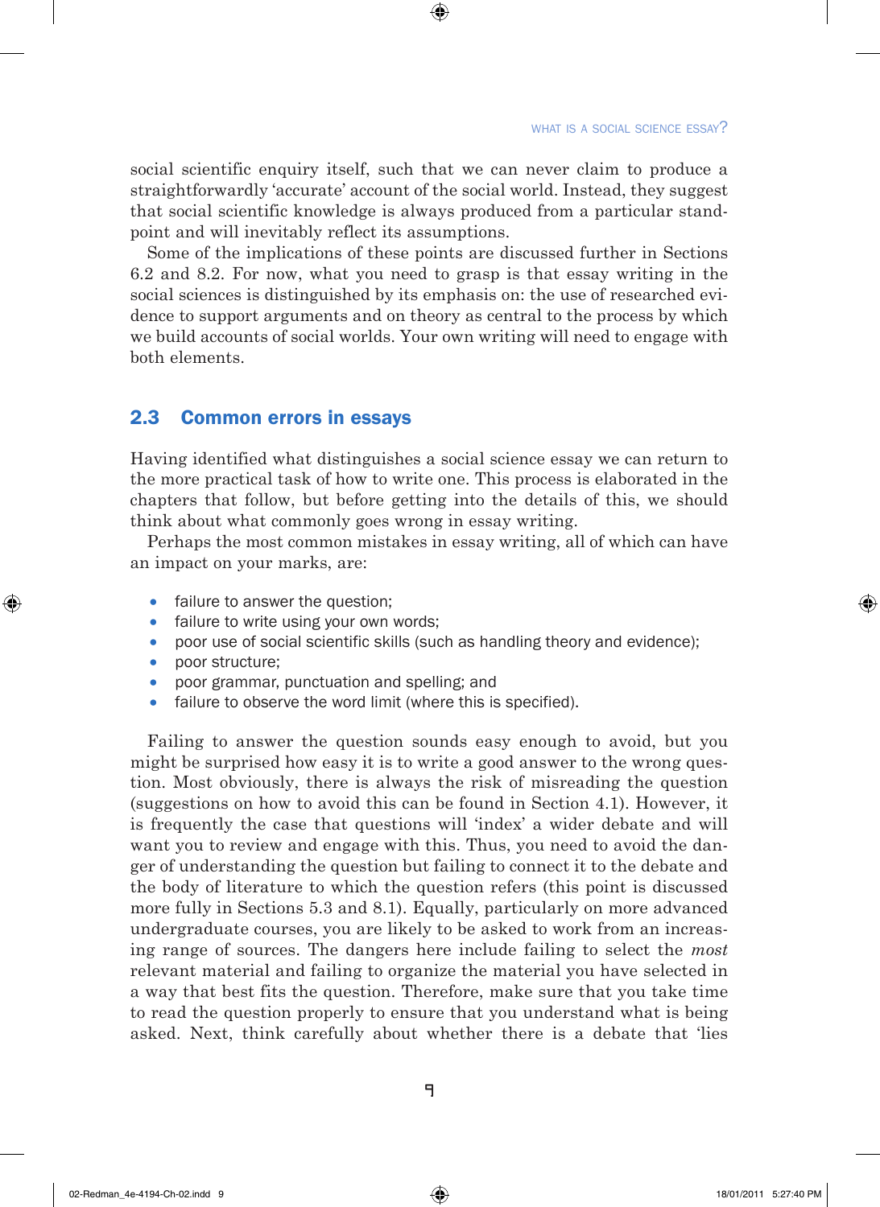social scientific enquiry itself, such that we can never claim to produce a straightforwardly 'accurate' account of the social world. Instead, they suggest that social scientific knowledge is always produced from a particular standpoint and will inevitably reflect its assumptions.

Some of the implications of these points are discussed further in Sections 6.2 and 8.2. For now, what you need to grasp is that essay writing in the social sciences is distinguished by its emphasis on: the use of researched evidence to support arguments and on theory as central to the process by which we build accounts of social worlds. Your own writing will need to engage with both elements.

## 2.3 Common errors in essays

Having identified what distinguishes a social science essay we can return to the more practical task of how to write one. This process is elaborated in the chapters that follow, but before getting into the details of this, we should think about what commonly goes wrong in essay writing.

Perhaps the most common mistakes in essay writing, all of which can have an impact on your marks, are:

- failure to answer the question;
- failure to write using your own words;
- poor use of social scientific skills (such as handling theory and evidence);
- poor structure;
- poor grammar, punctuation and spelling; and
- failure to observe the word limit (where this is specified).

Failing to answer the question sounds easy enough to avoid, but you might be surprised how easy it is to write a good answer to the wrong question. Most obviously, there is always the risk of misreading the question (suggestions on how to avoid this can be found in Section 4.1). However, it is frequently the case that questions will 'index' a wider debate and will want you to review and engage with this. Thus, you need to avoid the danger of understanding the question but failing to connect it to the debate and the body of literature to which the question refers (this point is discussed more fully in Sections 5.3 and 8.1). Equally, particularly on more advanced undergraduate courses, you are likely to be asked to work from an increasing range of sources. The dangers here include failing to select the *most* relevant material and failing to organize the material you have selected in a way that best fits the question. Therefore, make sure that you take time to read the question properly to ensure that you understand what is being asked. Next, think carefully about whether there is a debate that 'lies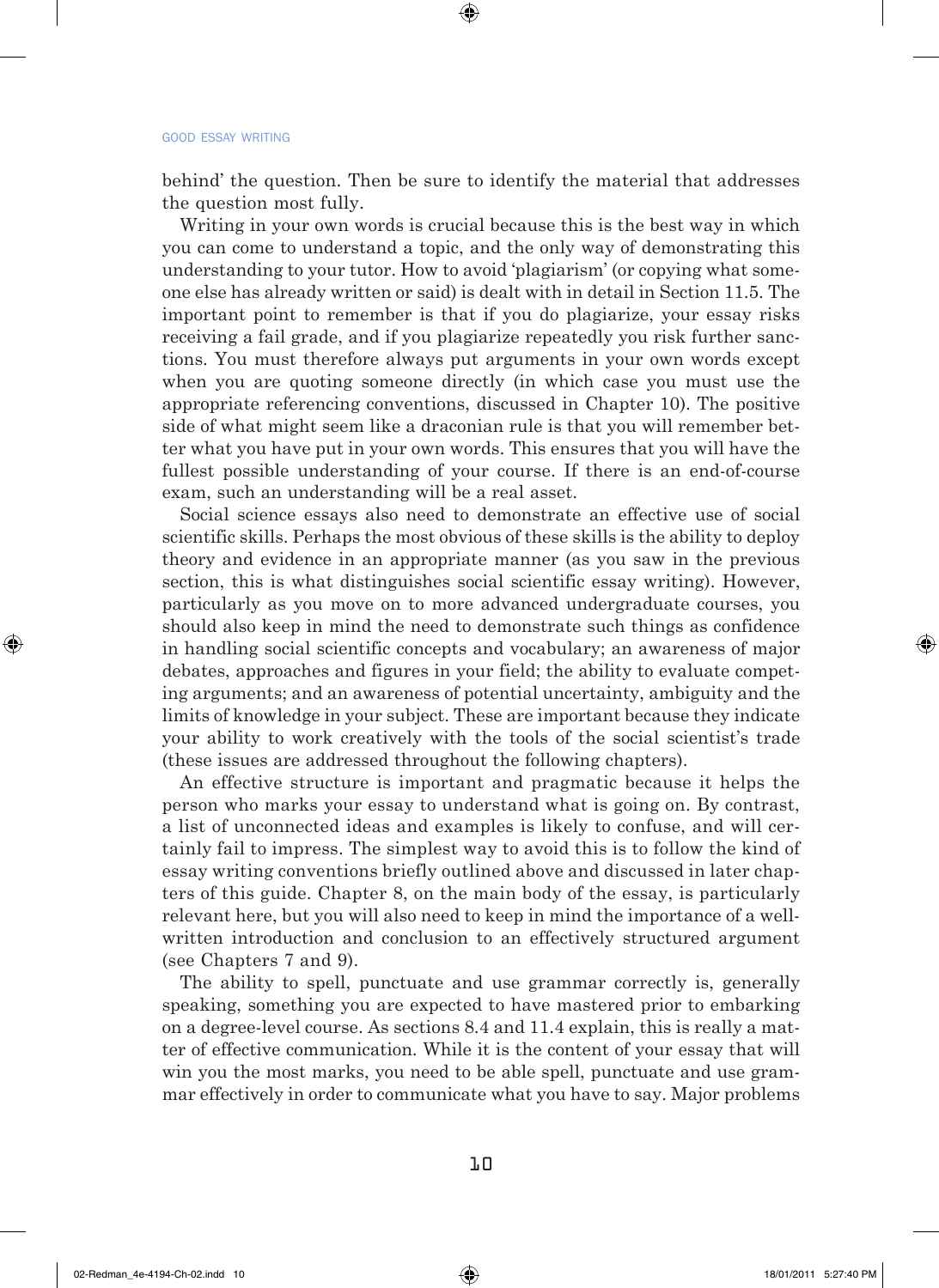behind' the question. Then be sure to identify the material that addresses the question most fully.

Writing in your own words is crucial because this is the best way in which you can come to understand a topic, and the only way of demonstrating this understanding to your tutor. How to avoid 'plagiarism' (or copying what someone else has already written or said) is dealt with in detail in Section 11.5. The important point to remember is that if you do plagiarize, your essay risks receiving a fail grade, and if you plagiarize repeatedly you risk further sanctions. You must therefore always put arguments in your own words except when you are quoting someone directly (in which case you must use the appropriate referencing conventions, discussed in Chapter 10). The positive side of what might seem like a draconian rule is that you will remember better what you have put in your own words. This ensures that you will have the fullest possible understanding of your course. If there is an end-of-course exam, such an understanding will be a real asset.

Social science essays also need to demonstrate an effective use of social scientific skills. Perhaps the most obvious of these skills is the ability to deploy theory and evidence in an appropriate manner (as you saw in the previous section, this is what distinguishes social scientific essay writing). However, particularly as you move on to more advanced undergraduate courses, you should also keep in mind the need to demonstrate such things as confidence in handling social scientific concepts and vocabulary; an awareness of major debates, approaches and figures in your field; the ability to evaluate competing arguments; and an awareness of potential uncertainty, ambiguity and the limits of knowledge in your subject. These are important because they indicate your ability to work creatively with the tools of the social scientist's trade (these issues are addressed throughout the following chapters).

An effective structure is important and pragmatic because it helps the person who marks your essay to understand what is going on. By contrast, a list of unconnected ideas and examples is likely to confuse, and will certainly fail to impress. The simplest way to avoid this is to follow the kind of essay writing conventions briefly outlined above and discussed in later chapters of this guide. Chapter 8, on the main body of the essay, is particularly relevant here, but you will also need to keep in mind the importance of a well-written introduction and conclusion to an effectively structured argument (see Chapters 7 and 9).

The ability to spell, punctuate and use grammar correctly is, generally speaking, something you are expected to have mastered prior to embarking on a degree-level course. As sections 8.4 and 11.4 explain, this is really a matter of effective communication. While it is the content of your essay that will win you the most marks, you need to be able spell, punctuate and use grammar effectively in order to communicate what you have to say. Major problems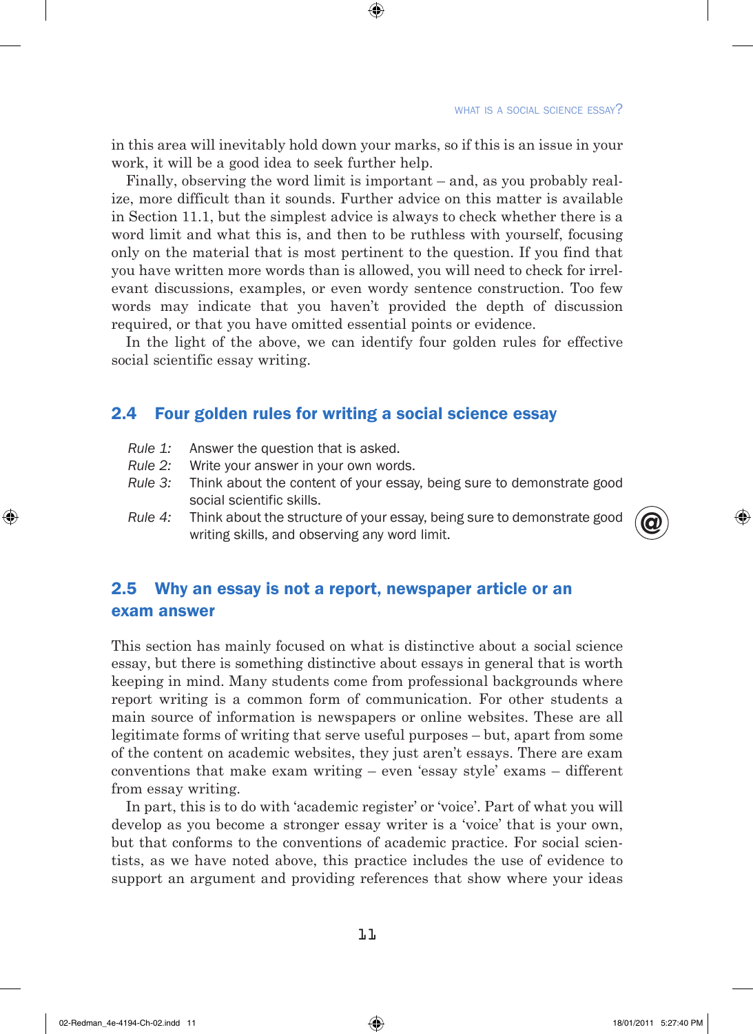in this area will inevitably hold down your marks, so if this is an issue in your work, it will be a good idea to seek further help.

Finally, observing the word limit is important – and, as you probably realize, more difficult than it sounds. Further advice on this matter is available in Section 11.1, but the simplest advice is always to check whether there is a word limit and what this is, and then to be ruthless with yourself, focusing only on the material that is most pertinent to the question. If you find that you have written more words than is allowed, you will need to check for irrelevant discussions, examples, or even wordy sentence construction. Too few words may indicate that you haven't provided the depth of discussion required, or that you have omitted essential points or evidence.

In the light of the above, we can identify four golden rules for effective social scientific essay writing.

## 2.4 Four golden rules for writing a social science essay

*Rule 1:* Answer the question that is asked.
*Rule 2:* Write your answer in your own words.
*Rule 3:* Think about the content of your essay, being sure to demonstrate good social scientific skills.
*Rule 4:* Think about the structure of your essay, being sure to demonstrate good writing skills, and observing any word limit.

## 2.5 Why an essay is not a report, newspaper article or an exam answer

This section has mainly focused on what is distinctive about a social science essay, but there is something distinctive about essays in general that is worth keeping in mind. Many students come from professional backgrounds where report writing is a common form of communication. For other students a main source of information is newspapers or online websites. These are all legitimate forms of writing that serve useful purposes – but, apart from some of the content on academic websites, they just aren't essays. There are exam conventions that make exam writing – even 'essay style' exams – different from essay writing.

In part, this is to do with 'academic register' or 'voice'. Part of what you will develop as you become a stronger essay writer is a 'voice' that is your own, but that conforms to the conventions of academic practice. For social scientists, as we have noted above, this practice includes the use of evidence to support an argument and providing references that show where your ideas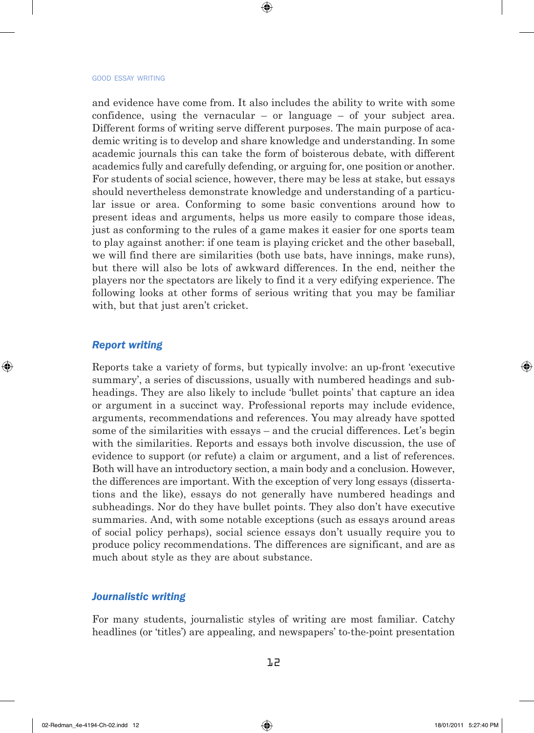and evidence have come from. It also includes the ability to write with some confidence, using the vernacular – or language – of your subject area. Different forms of writing serve different purposes. The main purpose of academic writing is to develop and share knowledge and understanding. In some academic journals this can take the form of boisterous debate, with different academics fully and carefully defending, or arguing for, one position or another. For students of social science, however, there may be less at stake, but essays should nevertheless demonstrate knowledge and understanding of a particular issue or area. Conforming to some basic conventions around how to present ideas and arguments, helps us more easily to compare those ideas, just as conforming to the rules of a game makes it easier for one sports team to play against another: if one team is playing cricket and the other baseball, we will find there are similarities (both use bats, have innings, make runs), but there will also be lots of awkward differences. In the end, neither the players nor the spectators are likely to find it a very edifying experience. The following looks at other forms of serious writing that you may be familiar with, but that just aren't cricket.

### *Report writing*

Reports take a variety of forms, but typically involve: an up-front 'executive summary', a series of discussions, usually with numbered headings and subheadings. They are also likely to include 'bullet points' that capture an idea or argument in a succinct way. Professional reports may include evidence, arguments, recommendations and references. You may already have spotted some of the similarities with essays – and the crucial differences. Let's begin with the similarities. Reports and essays both involve discussion, the use of evidence to support (or refute) a claim or argument, and a list of references. Both will have an introductory section, a main body and a conclusion. However, the differences are important. With the exception of very long essays (dissertations and the like), essays do not generally have numbered headings and subheadings. Nor do they have bullet points. They also don't have executive summaries. And, with some notable exceptions (such as essays around areas of social policy perhaps), social science essays don't usually require you to produce policy recommendations. The differences are significant, and are as much about style as they are about substance.

### *Journalistic writing*

For many students, journalistic styles of writing are most familiar. Catchy headlines (or 'titles') are appealing, and newspapers' to-the-point presentation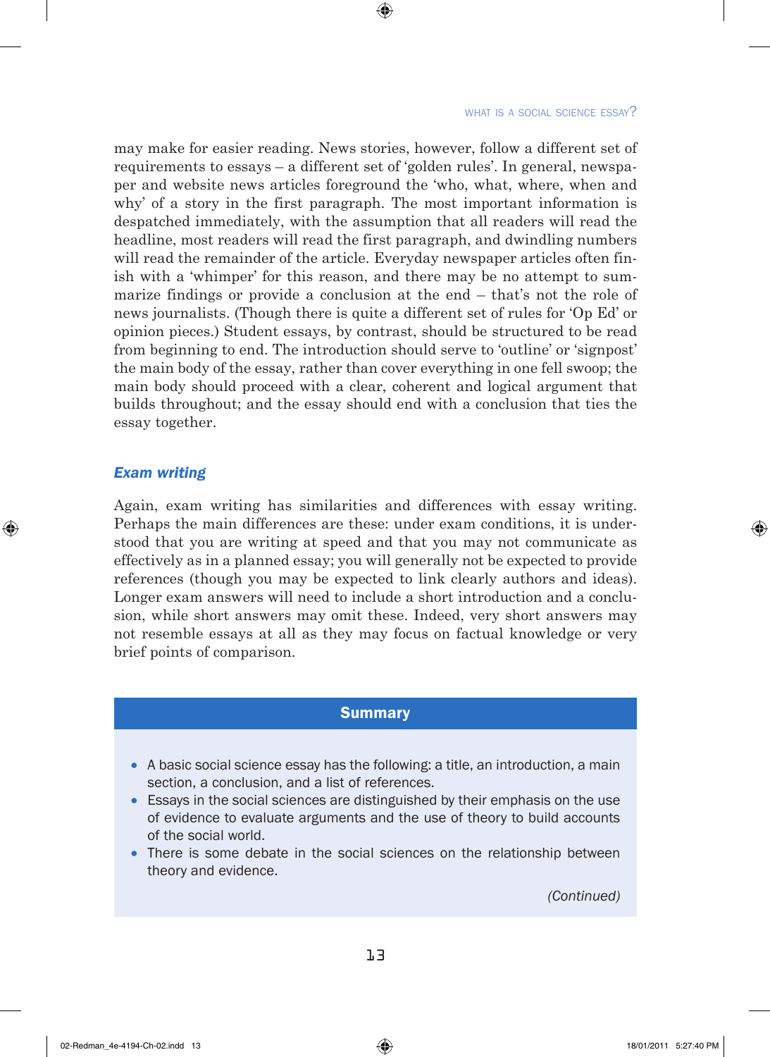may make for easier reading. News stories, however, follow a different set of requirements to essays – a different set of 'golden rules'. In general, newspaper and website news articles foreground the 'who, what, where, when and why' of a story in the first paragraph. The most important information is despatched immediately, with the assumption that all readers will read the headline, most readers will read the first paragraph, and dwindling numbers will read the remainder of the article. Everyday newspaper articles often finish with a 'whimper' for this reason, and there may be no attempt to summarize findings or provide a conclusion at the end – that's not the role of news journalists. (Though there is quite a different set of rules for 'Op Ed' or opinion pieces.) Student essays, by contrast, should be structured to be read from beginning to end. The introduction should serve to 'outline' or 'signpost' the main body of the essay, rather than cover everything in one fell swoop; the main body should proceed with a clear, coherent and logical argument that builds throughout; and the essay should end with a conclusion that ties the essay together.

### *Exam writing*

Again, exam writing has similarities and differences with essay writing. Perhaps the main differences are these: under exam conditions, it is understood that you are writing at speed and that you may not communicate as effectively as in a planned essay; you will generally not be expected to provide references (though you may be expected to link clearly authors and ideas). Longer exam answers will need to include a short introduction and a conclusion, while short answers may omit these. Indeed, very short answers may not resemble essays at all as they may focus on factual knowledge or very brief points of comparison.

### Summary

- A basic social science essay has the following: a title, an introduction, a main section, a conclusion, and a list of references.
- Essays in the social sciences are distinguished by their emphasis on the use of evidence to evaluate arguments and the use of theory to build accounts of the social world.
- There is some debate in the social sciences on the relationship between theory and evidence.

*(Continued)*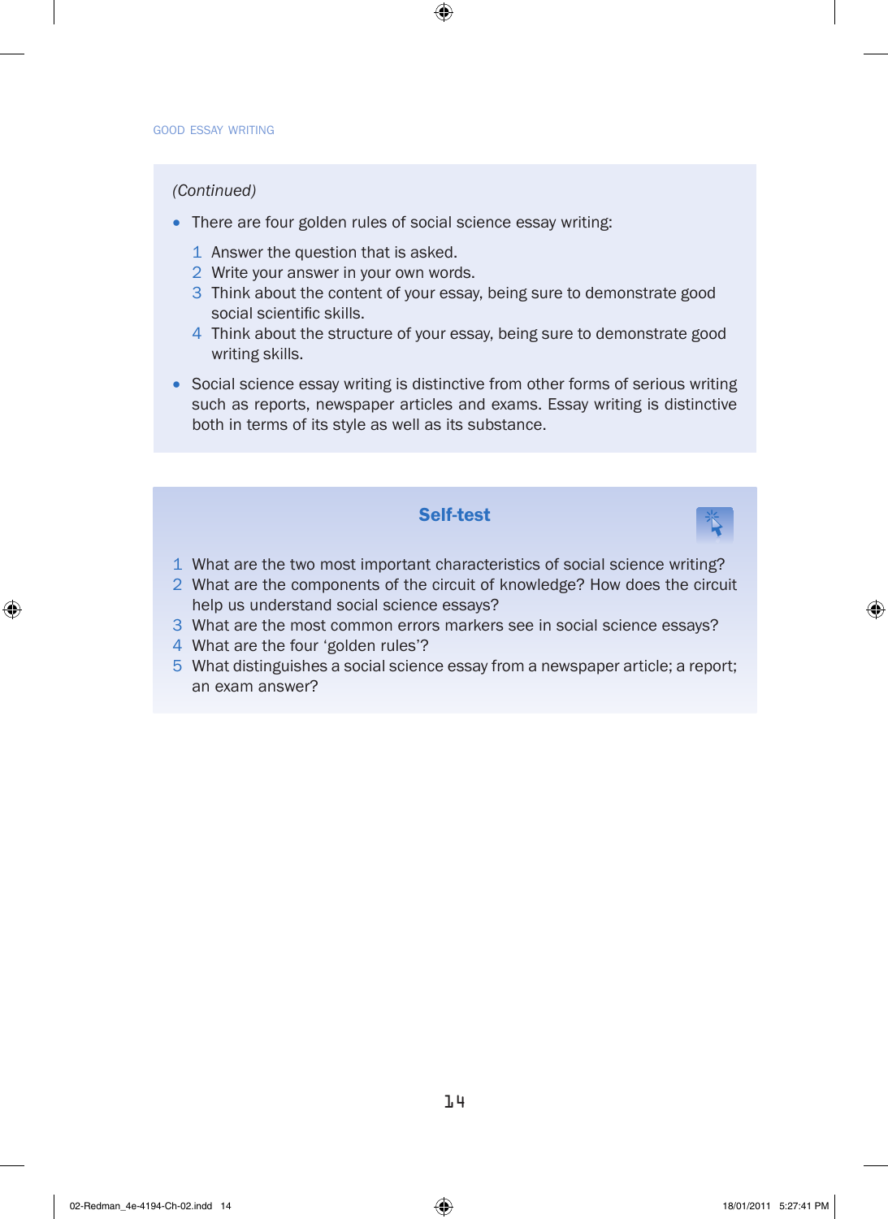*(Continued)*

- There are four golden rules of social science essay writing:

  1. Answer the question that is asked.
  2. Write your answer in your own words.
  3. Think about the content of your essay, being sure to demonstrate good social scientific skills.
  4. Think about the structure of your essay, being sure to demonstrate good writing skills.

- Social science essay writing is distinctive from other forms of serious writing such as reports, newspaper articles and exams. Essay writing is distinctive both in terms of its style as well as its substance.

## Self-test

1. What are the two most important characteristics of social science writing?
2. What are the components of the circuit of knowledge? How does the circuit help us understand social science essays?
3. What are the most common errors markers see in social science essays?
4. What are the four 'golden rules'?
5. What distinguishes a social science essay from a newspaper article; a report; an exam answer?